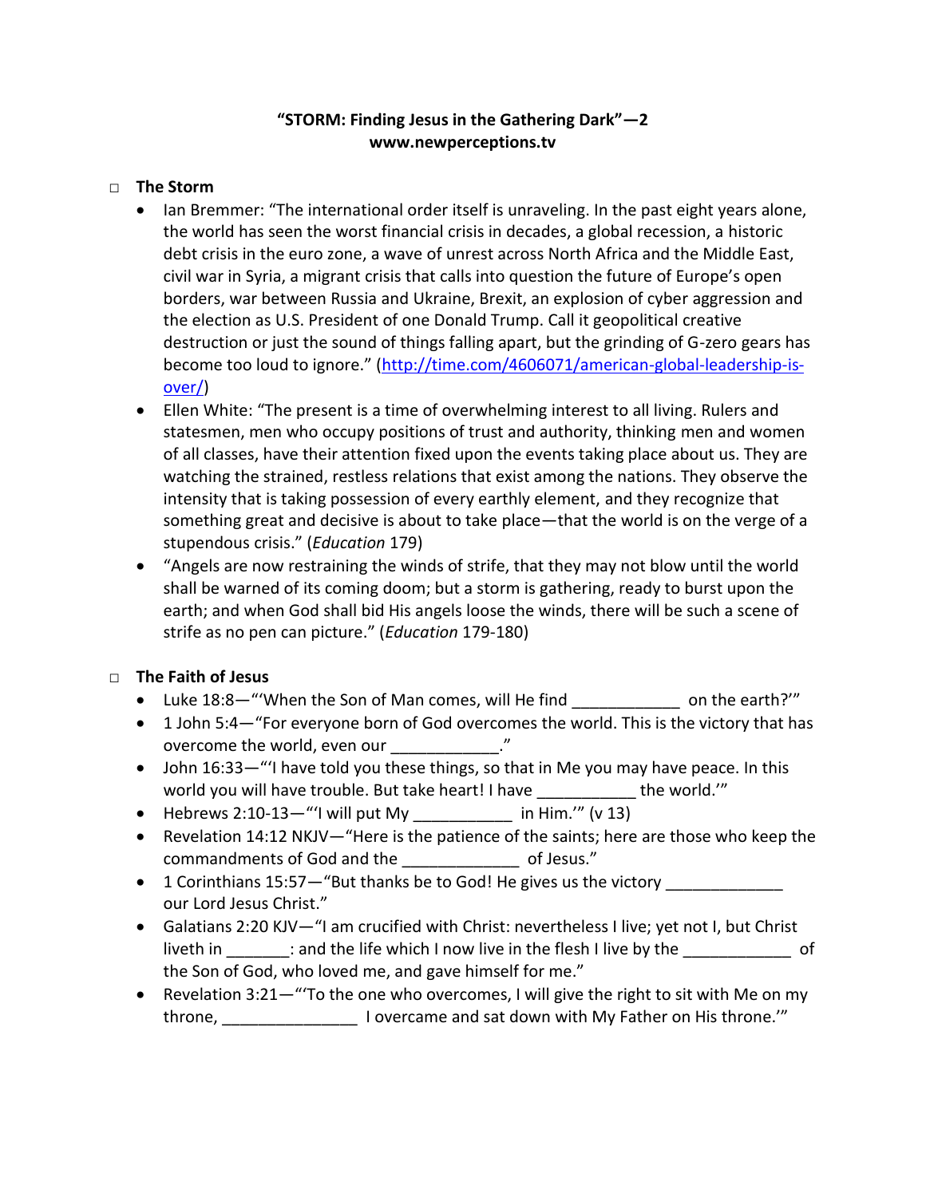**"STORM: Finding Jesus in the Gathering Dark"—2**
**www.newperceptions.tv**

□ **The Storm**

- Ian Bremmer: "The international order itself is unraveling. In the past eight years alone, the world has seen the worst financial crisis in decades, a global recession, a historic debt crisis in the euro zone, a wave of unrest across North Africa and the Middle East, civil war in Syria, a migrant crisis that calls into question the future of Europe's open borders, war between Russia and Ukraine, Brexit, an explosion of cyber aggression and the election as U.S. President of one Donald Trump. Call it geopolitical creative destruction or just the sound of things falling apart, but the grinding of G-zero gears has become too loud to ignore." (http://time.com/4606071/american-global-leadership-is-over/)
- Ellen White: "The present is a time of overwhelming interest to all living. Rulers and statesmen, men who occupy positions of trust and authority, thinking men and women of all classes, have their attention fixed upon the events taking place about us. They are watching the strained, restless relations that exist among the nations. They observe the intensity that is taking possession of every earthly element, and they recognize that something great and decisive is about to take place—that the world is on the verge of a stupendous crisis." (*Education* 179)
- "Angels are now restraining the winds of strife, that they may not blow until the world shall be warned of its coming doom; but a storm is gathering, ready to burst upon the earth; and when God shall bid His angels loose the winds, there will be such a scene of strife as no pen can picture." (*Education* 179-180)

□ **The Faith of Jesus**

- Luke 18:8—"'When the Son of Man comes, will He find ____________ on the earth?'"
- 1 John 5:4—"For everyone born of God overcomes the world. This is the victory that has overcome the world, even our ____________."
- John 16:33—"'I have told you these things, so that in Me you may have peace. In this world you will have trouble. But take heart! I have ___________ the world.'"
- Hebrews 2:10-13—"'I will put My ___________ in Him.'" (v 13)
- Revelation 14:12 NKJV—"Here is the patience of the saints; here are those who keep the commandments of God and the _____________ of Jesus."
- 1 Corinthians 15:57—"But thanks be to God! He gives us the victory _____________ our Lord Jesus Christ."
- Galatians 2:20 KJV—"I am crucified with Christ: nevertheless I live; yet not I, but Christ liveth in _______: and the life which I now live in the flesh I live by the ____________ of the Son of God, who loved me, and gave himself for me."
- Revelation 3:21—"'To the one who overcomes, I will give the right to sit with Me on my throne, _______________ I overcame and sat down with My Father on His throne.'"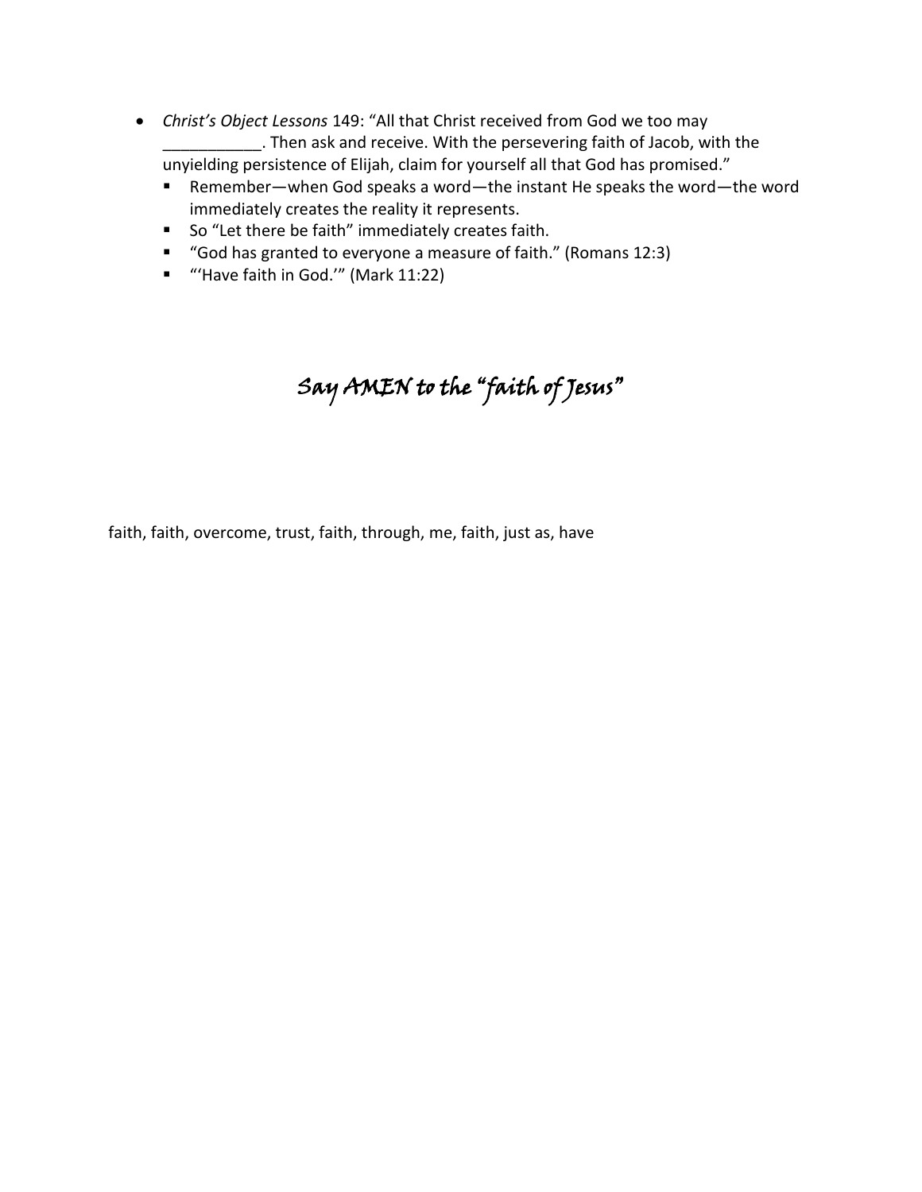- *Christ's Object Lessons* 149: "All that Christ received from God we too may ___________. Then ask and receive. With the persevering faith of Jacob, with the unyielding persistence of Elijah, claim for yourself all that God has promised."
  - Remember—when God speaks a word—the instant He speaks the word—the word immediately creates the reality it represents.
  - So "Let there be faith" immediately creates faith.
  - "God has granted to everyone a measure of faith." (Romans 12:3)
  - "'Have faith in God.'" (Mark 11:22)

## Say AMEN to the "faith of Jesus"

faith, faith, overcome, trust, faith, through, me, faith, just as, have